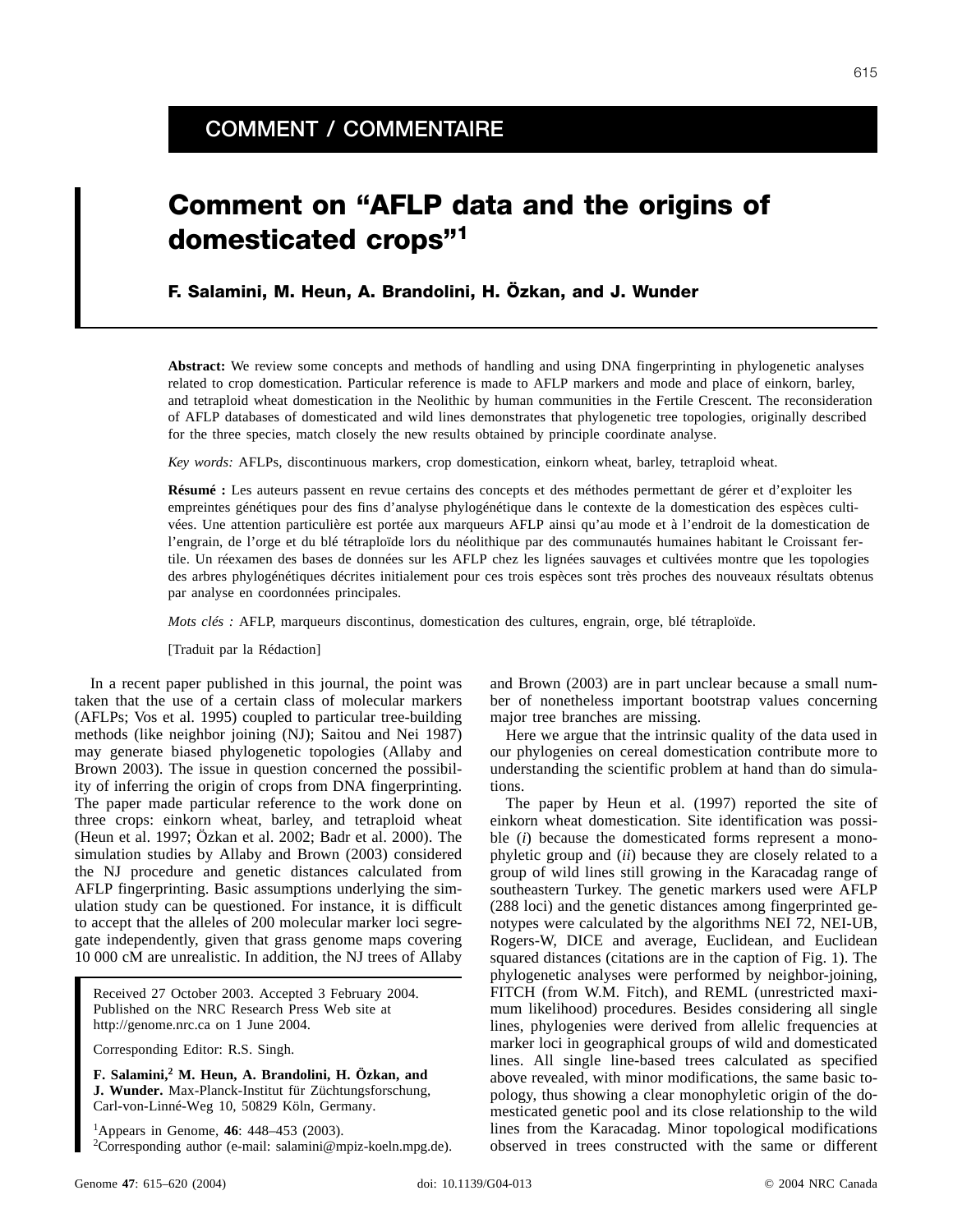COMMENT / COMMENTAIRE

# Comment on "AFLP data and the origins of domesticated crops"[1]

**F. Salamini, M. Heun, A. Brandolini, H. Özkan, and J. Wunder**

**Abstract:** We review some concepts and methods of handling and using DNA fingerprinting in phylogenetic analyses related to crop domestication. Particular reference is made to AFLP markers and mode and place of einkorn, barley, and tetraploid wheat domestication in the Neolithic by human communities in the Fertile Crescent. The reconsideration of AFLP databases of domesticated and wild lines demonstrates that phylogenetic tree topologies, originally described for the three species, match closely the new results obtained by principle coordinate analyse.

*Key words:* AFLPs, discontinuous markers, crop domestication, einkorn wheat, barley, tetraploid wheat.

**Résumé :** Les auteurs passent en revue certains des concepts et des méthodes permettant de gérer et d'exploiter les empreintes génétiques pour des fins d'analyse phylogénétique dans le contexte de la domestication des espèces cultivées. Une attention particulière est portée aux marqueurs AFLP ainsi qu'au mode et à l'endroit de la domestication de l'engrain, de l'orge et du blé tétraploïde lors du néolithique par des communautés humaines habitant le Croissant fertile. Un réexamen des bases de données sur les AFLP chez les lignées sauvages et cultivées montre que les topologies des arbres phylogénétiques décrites initialement pour ces trois espèces sont très proches des nouveaux résultats obtenus par analyse en coordonnées principales.

*Mots clés :* AFLP, marqueurs discontinus, domestication des cultures, engrain, orge, blé tétraploïde.

[Traduit par la Rédaction]

In a recent paper published in this journal, the point was taken that the use of a certain class of molecular markers (AFLPs; Vos et al. 1995) coupled to particular tree-building methods (like neighbor joining (NJ); Saitou and Nei 1987) may generate biased phylogenetic topologies (Allaby and Brown 2003). The issue in question concerned the possibility of inferring the origin of crops from DNA fingerprinting. The paper made particular reference to the work done on three crops: einkorn wheat, barley, and tetraploid wheat (Heun et al. 1997; Özkan et al. 2002; Badr et al. 2000). The simulation studies by Allaby and Brown (2003) considered the NJ procedure and genetic distances calculated from AFLP fingerprinting. Basic assumptions underlying the simulation study can be questioned. For instance, it is difficult to accept that the alleles of 200 molecular marker loci segregate independently, given that grass genome maps covering 10 000 cM are unrealistic. In addition, the NJ trees of Allaby and Brown (2003) are in part unclear because a small number of nonetheless important bootstrap values concerning major tree branches are missing.

Here we argue that the intrinsic quality of the data used in our phylogenies on cereal domestication contribute more to understanding the scientific problem at hand than do simulations.

The paper by Heun et al. (1997) reported the site of einkorn wheat domestication. Site identification was possible (*i*) because the domesticated forms represent a monophyletic group and (*ii*) because they are closely related to a group of wild lines still growing in the Karacadag range of southeastern Turkey. The genetic markers used were AFLP (288 loci) and the genetic distances among fingerprinted genotypes were calculated by the algorithms NEI 72, NEI-UB, Rogers-W, DICE and average, Euclidean, and Euclidean squared distances (citations are in the caption of Fig. 1). The phylogenetic analyses were performed by neighbor-joining, FITCH (from W.M. Fitch), and REML (unrestricted maximum likelihood) procedures. Besides considering all single lines, phylogenies were derived from allelic frequencies at marker loci in geographical groups of wild and domesticated lines. All single line-based trees calculated as specified above revealed, with minor modifications, the same basic topology, thus showing a clear monophyletic origin of the domesticated genetic pool and its close relationship to the wild lines from the Karacadag. Minor topological modifications observed in trees constructed with the same or different

Received 27 October 2003. Accepted 3 February 2004. Published on the NRC Research Press Web site at http://genome.nrc.ca on 1 June 2004.

Corresponding Editor: R.S. Singh.

**F. Salamini,[2] M. Heun, A. Brandolini, H. Özkan, and J. Wunder.** Max-Planck-Institut für Züchtungsforschung, Carl-von-Linné-Weg 10, 50829 Köln, Germany.

[1]Appears in Genome, **46**: 448–453 (2003).
[2]Corresponding author (e-mail: salamini@mpiz-koeln.mpg.de).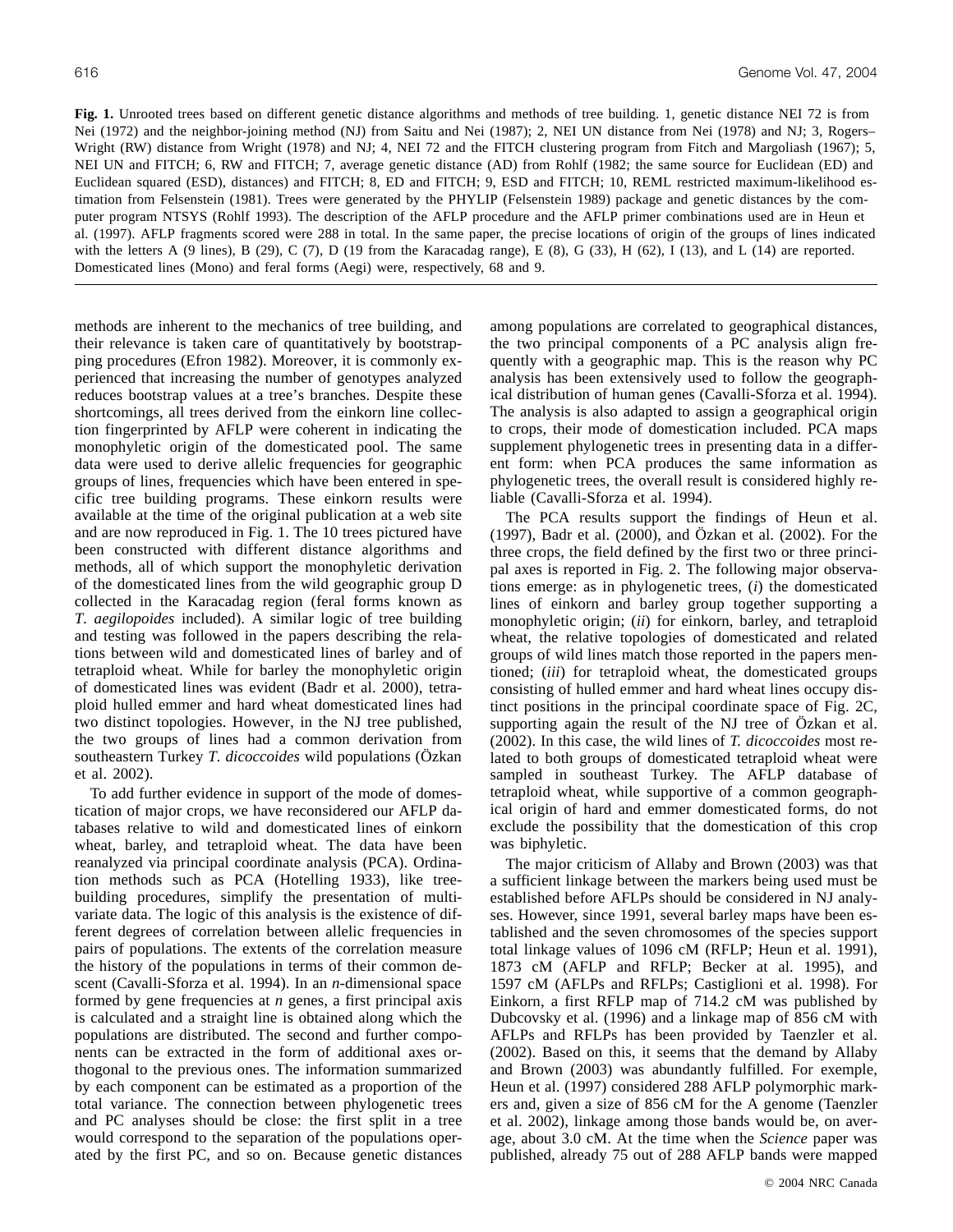**Fig. 1.** Unrooted trees based on different genetic distance algorithms and methods of tree building. 1, genetic distance NEI 72 is from Nei (1972) and the neighbor-joining method (NJ) from Saitu and Nei (1987); 2, NEI UN distance from Nei (1978) and NJ; 3, Rogers–Wright (RW) distance from Wright (1978) and NJ; 4, NEI 72 and the FITCH clustering program from Fitch and Margoliash (1967); 5, NEI UN and FITCH; 6, RW and FITCH; 7, average genetic distance (AD) from Rohlf (1982; the same source for Euclidean (ED) and Euclidean squared (ESD), distances) and FITCH; 8, ED and FITCH; 9, ESD and FITCH; 10, REML restricted maximum-likelihood estimation from Felsenstein (1981). Trees were generated by the PHYLIP (Felsenstein 1989) package and genetic distances by the computer program NTSYS (Rohlf 1993). The description of the AFLP procedure and the AFLP primer combinations used are in Heun et al. (1997). AFLP fragments scored were 288 in total. In the same paper, the precise locations of origin of the groups of lines indicated with the letters A (9 lines), B (29), C (7), D (19 from the Karacadag range), E (8), G (33), H (62), I (13), and L (14) are reported. Domesticated lines (Mono) and feral forms (Aegi) were, respectively, 68 and 9.

methods are inherent to the mechanics of tree building, and their relevance is taken care of quantitatively by bootstrapping procedures (Efron 1982). Moreover, it is commonly experienced that increasing the number of genotypes analyzed reduces bootstrap values at a tree's branches. Despite these shortcomings, all trees derived from the einkorn line collection fingerprinted by AFLP were coherent in indicating the monophyletic origin of the domesticated pool. The same data were used to derive allelic frequencies for geographic groups of lines, frequencies which have been entered in specific tree building programs. These einkorn results were available at the time of the original publication at a web site and are now reproduced in Fig. 1. The 10 trees pictured have been constructed with different distance algorithms and methods, all of which support the monophyletic derivation of the domesticated lines from the wild geographic group D collected in the Karacadag region (feral forms known as *T. aegilopoides* included). A similar logic of tree building and testing was followed in the papers describing the relations between wild and domesticated lines of barley and of tetraploid wheat. While for barley the monophyletic origin of domesticated lines was evident (Badr et al. 2000), tetraploid hulled emmer and hard wheat domesticated lines had two distinct topologies. However, in the NJ tree published, the two groups of lines had a common derivation from southeastern Turkey *T. dicoccoides* wild populations (Özkan et al. 2002).

To add further evidence in support of the mode of domestication of major crops, we have reconsidered our AFLP databases relative to wild and domesticated lines of einkorn wheat, barley, and tetraploid wheat. The data have been reanalyzed via principal coordinate analysis (PCA). Ordination methods such as PCA (Hotelling 1933), like tree-building procedures, simplify the presentation of multivariate data. The logic of this analysis is the existence of different degrees of correlation between allelic frequencies in pairs of populations. The extents of the correlation measure the history of the populations in terms of their common descent (Cavalli-Sforza et al. 1994). In an *n*-dimensional space formed by gene frequencies at *n* genes, a first principal axis is calculated and a straight line is obtained along which the populations are distributed. The second and further components can be extracted in the form of additional axes orthogonal to the previous ones. The information summarized by each component can be estimated as a proportion of the total variance. The connection between phylogenetic trees and PC analyses should be close: the first split in a tree would correspond to the separation of the populations operated by the first PC, and so on. Because genetic distances among populations are correlated to geographical distances, the two principal components of a PC analysis align frequently with a geographic map. This is the reason why PC analysis has been extensively used to follow the geographical distribution of human genes (Cavalli-Sforza et al. 1994). The analysis is also adapted to assign a geographical origin to crops, their mode of domestication included. PCA maps supplement phylogenetic trees in presenting data in a different form: when PCA produces the same information as phylogenetic trees, the overall result is considered highly reliable (Cavalli-Sforza et al. 1994).

The PCA results support the findings of Heun et al. (1997), Badr et al. (2000), and Özkan et al. (2002). For the three crops, the field defined by the first two or three principal axes is reported in Fig. 2. The following major observations emerge: as in phylogenetic trees, (*i*) the domesticated lines of einkorn and barley group together supporting a monophyletic origin; (*ii*) for einkorn, barley, and tetraploid wheat, the relative topologies of domesticated and related groups of wild lines match those reported in the papers mentioned; (*iii*) for tetraploid wheat, the domesticated groups consisting of hulled emmer and hard wheat lines occupy distinct positions in the principal coordinate space of Fig. 2C, supporting again the result of the NJ tree of Özkan et al. (2002). In this case, the wild lines of *T. dicoccoides* most related to both groups of domesticated tetraploid wheat were sampled in southeast Turkey. The AFLP database of tetraploid wheat, while supportive of a common geographical origin of hard and emmer domesticated forms, do not exclude the possibility that the domestication of this crop was biphyletic.

The major criticism of Allaby and Brown (2003) was that a sufficient linkage between the markers being used must be established before AFLPs should be considered in NJ analyses. However, since 1991, several barley maps have been established and the seven chromosomes of the species support total linkage values of 1096 cM (RFLP; Heun et al. 1991), 1873 cM (AFLP and RFLP; Becker at al. 1995), and 1597 cM (AFLPs and RFLPs; Castiglioni et al. 1998). For Einkorn, a first RFLP map of 714.2 cM was published by Dubcovsky et al. (1996) and a linkage map of 856 cM with AFLPs and RFLPs has been provided by Taenzler et al. (2002). Based on this, it seems that the demand by Allaby and Brown (2003) was abundantly fulfilled. For exemple, Heun et al. (1997) considered 288 AFLP polymorphic markers and, given a size of 856 cM for the A genome (Taenzler et al. 2002), linkage among those bands would be, on average, about 3.0 cM. At the time when the *Science* paper was published, already 75 out of 288 AFLP bands were mapped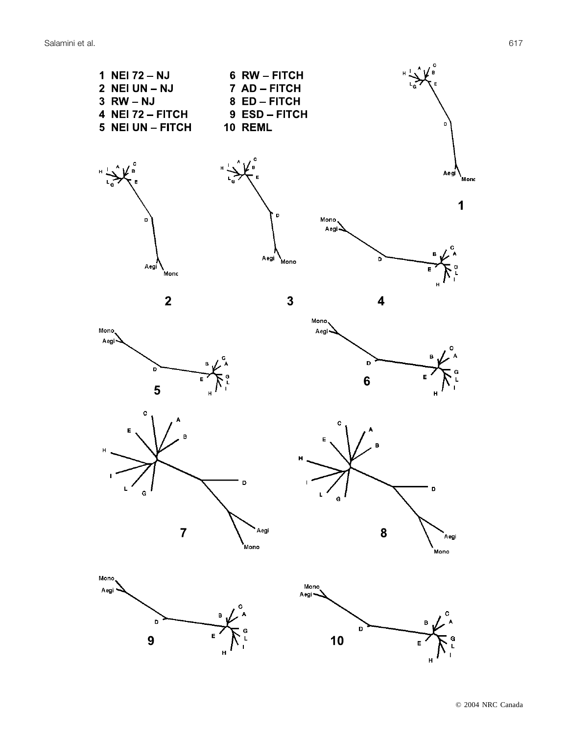1 NEI 72 – NJ
2 NEI UN – NJ
3 RW – NJ
4 NEI 72 – FITCH
5 NEI UN – FITCH
6 RW – FITCH
7 AD – FITCH
8 ED – FITCH
9 ESD – FITCH
10 REML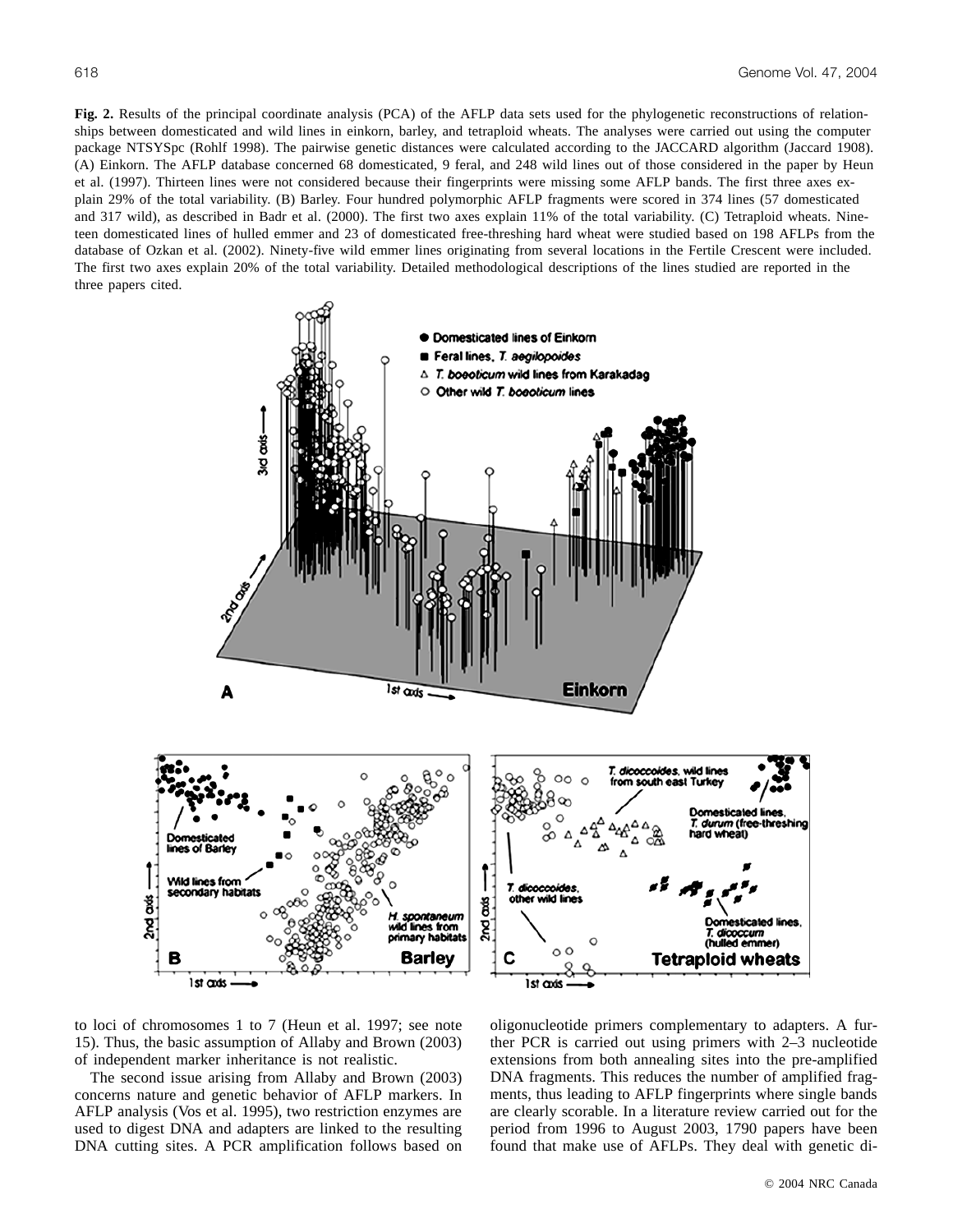**Fig. 2.** Results of the principal coordinate analysis (PCA) of the AFLP data sets used for the phylogenetic reconstructions of relationships between domesticated and wild lines in einkorn, barley, and tetraploid wheats. The analyses were carried out using the computer package NTSYSpc (Rohlf 1998). The pairwise genetic distances were calculated according to the JACCARD algorithm (Jaccard 1908). (A) Einkorn. The AFLP database concerned 68 domesticated, 9 feral, and 248 wild lines out of those considered in the paper by Heun et al. (1997). Thirteen lines were not considered because their fingerprints were missing some AFLP bands. The first three axes explain 29% of the total variability. (B) Barley. Four hundred polymorphic AFLP fragments were scored in 374 lines (57 domesticated and 317 wild), as described in Badr et al. (2000). The first two axes explain 11% of the total variability. (C) Tetraploid wheats. Nineteen domesticated lines of hulled emmer and 23 of domesticated free-threshing hard wheat were studied based on 198 AFLPs from the database of Ozkan et al. (2002). Ninety-five wild emmer lines originating from several locations in the Fertile Crescent were included. The first two axes explain 20% of the total variability. Detailed methodological descriptions of the lines studied are reported in the three papers cited.

to loci of chromosomes 1 to 7 (Heun et al. 1997; see note 15). Thus, the basic assumption of Allaby and Brown (2003) of independent marker inheritance is not realistic.

The second issue arising from Allaby and Brown (2003) concerns nature and genetic behavior of AFLP markers. In AFLP analysis (Vos et al. 1995), two restriction enzymes are used to digest DNA and adapters are linked to the resulting DNA cutting sites. A PCR amplification follows based on oligonucleotide primers complementary to adapters. A further PCR is carried out using primers with 2–3 nucleotide extensions from both annealing sites into the pre-amplified DNA fragments. This reduces the number of amplified fragments, thus leading to AFLP fingerprints where single bands are clearly scorable. In a literature review carried out for the period from 1996 to August 2003, 1790 papers have been found that make use of AFLPs. They deal with genetic di-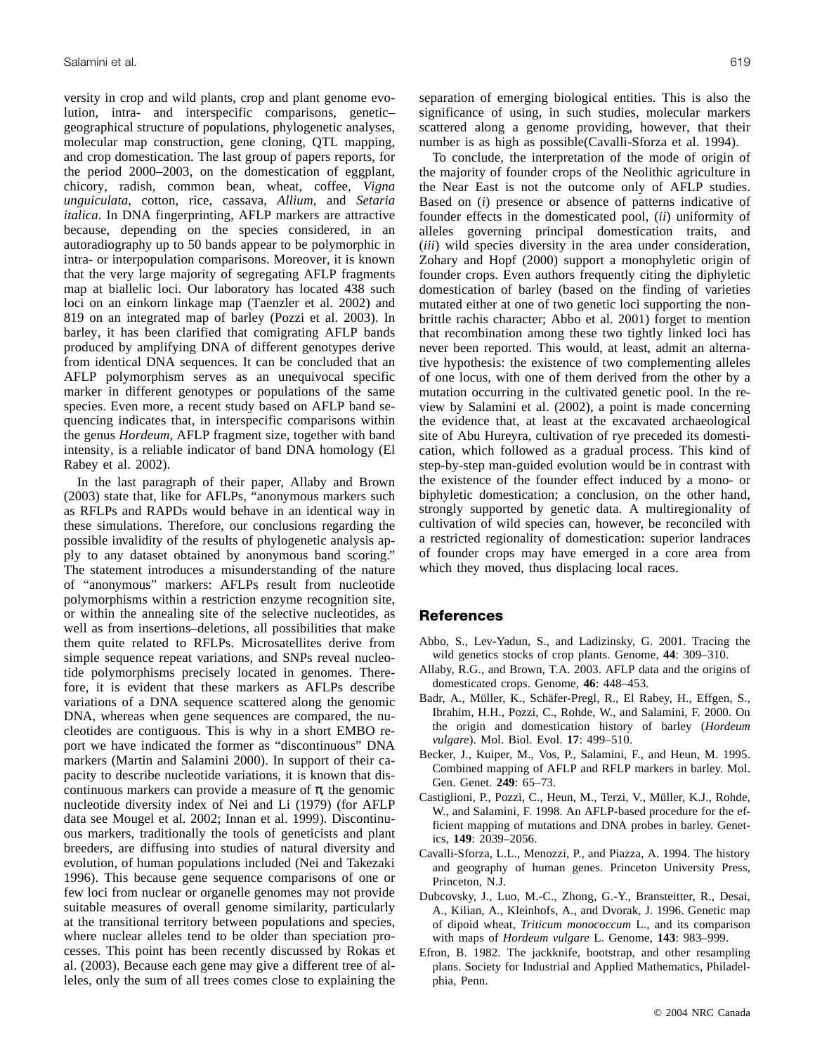versity in crop and wild plants, crop and plant genome evolution, intra- and interspecific comparisons, genetic–geographical structure of populations, phylogenetic analyses, molecular map construction, gene cloning, QTL mapping, and crop domestication. The last group of papers reports, for the period 2000–2003, on the domestication of eggplant, chicory, radish, common bean, wheat, coffee, *Vigna unguiculata*, cotton, rice, cassava, *Allium*, and *Setaria italica*. In DNA fingerprinting, AFLP markers are attractive because, depending on the species considered, in an autoradiography up to 50 bands appear to be polymorphic in intra- or interpopulation comparisons. Moreover, it is known that the very large majority of segregating AFLP fragments map at biallelic loci. Our laboratory has located 438 such loci on an einkorn linkage map (Taenzler et al. 2002) and 819 on an integrated map of barley (Pozzi et al. 2003). In barley, it has been clarified that comigrating AFLP bands produced by amplifying DNA of different genotypes derive from identical DNA sequences. It can be concluded that an AFLP polymorphism serves as an unequivocal specific marker in different genotypes or populations of the same species. Even more, a recent study based on AFLP band sequencing indicates that, in interspecific comparisons within the genus *Hordeum*, AFLP fragment size, together with band intensity, is a reliable indicator of band DNA homology (El Rabey et al. 2002).

In the last paragraph of their paper, Allaby and Brown (2003) state that, like for AFLPs, "anonymous markers such as RFLPs and RAPDs would behave in an identical way in these simulations. Therefore, our conclusions regarding the possible invalidity of the results of phylogenetic analysis apply to any dataset obtained by anonymous band scoring." The statement introduces a misunderstanding of the nature of "anonymous" markers: AFLPs result from nucleotide polymorphisms within a restriction enzyme recognition site, or within the annealing site of the selective nucleotides, as well as from insertions–deletions, all possibilities that make them quite related to RFLPs. Microsatellites derive from simple sequence repeat variations, and SNPs reveal nucleotide polymorphisms precisely located in genomes. Therefore, it is evident that these markers as AFLPs describe variations of a DNA sequence scattered along the genomic DNA, whereas when gene sequences are compared, the nucleotides are contiguous. This is why in a short EMBO report we have indicated the former as "discontinuous" DNA markers (Martin and Salamini 2000). In support of their capacity to describe nucleotide variations, it is known that discontinuous markers can provide a measure of $\pi$, the genomic nucleotide diversity index of Nei and Li (1979) (for AFLP data see Mougel et al. 2002; Innan et al. 1999). Discontinuous markers, traditionally the tools of geneticists and plant breeders, are diffusing into studies of natural diversity and evolution, of human populations included (Nei and Takezaki 1996). This because gene sequence comparisons of one or few loci from nuclear or organelle genomes may not provide suitable measures of overall genome similarity, particularly at the transitional territory between populations and species, where nuclear alleles tend to be older than speciation processes. This point has been recently discussed by Rokas et al. (2003). Because each gene may give a different tree of alleles, only the sum of all trees comes close to explaining the separation of emerging biological entities. This is also the significance of using, in such studies, molecular markers scattered along a genome providing, however, that their number is as high as possible(Cavalli-Sforza et al. 1994).

To conclude, the interpretation of the mode of origin of the majority of founder crops of the Neolithic agriculture in the Near East is not the outcome only of AFLP studies. Based on (*i*) presence or absence of patterns indicative of founder effects in the domesticated pool, (*ii*) uniformity of alleles governing principal domestication traits, and (*iii*) wild species diversity in the area under consideration, Zohary and Hopf (2000) support a monophyletic origin of founder crops. Even authors frequently citing the diphyletic domestication of barley (based on the finding of varieties mutated either at one of two genetic loci supporting the non-brittle rachis character; Abbo et al. 2001) forget to mention that recombination among these two tightly linked loci has never been reported. This would, at least, admit an alternative hypothesis: the existence of two complementing alleles of one locus, with one of them derived from the other by a mutation occurring in the cultivated genetic pool. In the review by Salamini et al. (2002), a point is made concerning the evidence that, at least at the excavated archaeological site of Abu Hureyra, cultivation of rye preceded its domestication, which followed as a gradual process. This kind of step-by-step man-guided evolution would be in contrast with the existence of the founder effect induced by a mono- or biphyletic domestication; a conclusion, on the other hand, strongly supported by genetic data. A multiregionality of cultivation of wild species can, however, be reconciled with a restricted regionality of domestication: superior landraces of founder crops may have emerged in a core area from which they moved, thus displacing local races.

## References

Abbo, S., Lev-Yadun, S., and Ladizinsky, G. 2001. Tracing the wild genetics stocks of crop plants. Genome, **44**: 309–310.

Allaby, R.G., and Brown, T.A. 2003. AFLP data and the origins of domesticated crops. Genome, **46**: 448–453.

Badr, A., Müller, K., Schäfer-Pregl, R., El Rabey, H., Effgen, S., Ibrahim, H.H., Pozzi, C., Rohde, W., and Salamini, F. 2000. On the origin and domestication history of barley (*Hordeum vulgare*). Mol. Biol. Evol. **17**: 499–510.

Becker, J., Kuiper, M., Vos, P., Salamini, F., and Heun, M. 1995. Combined mapping of AFLP and RFLP markers in barley. Mol. Gen. Genet. **249**: 65–73.

Castiglioni, P., Pozzi, C., Heun, M., Terzi, V., Müller, K.J., Rohde, W., and Salamini, F. 1998. An AFLP-based procedure for the efficient mapping of mutations and DNA probes in barley. Genetics, **149**: 2039–2056.

Cavalli-Sforza, L.L., Menozzi, P., and Piazza, A. 1994. The history and geography of human genes. Princeton University Press, Princeton, N.J.

Dubcovsky, J., Luo, M.-C., Zhong, G.-Y., Bransteitter, R., Desai, A., Kilian, A., Kleinhofs, A., and Dvorak, J. 1996. Genetic map of dipoid wheat, *Triticum monococcum* L., and its comparison with maps of *Hordeum vulgare* L. Genome, **143**: 983–999.

Efron, B. 1982. The jackknife, the bootstrap, and other resampling plans. Society for Industrial and Applied Mathematics, Philadelphia, Penn.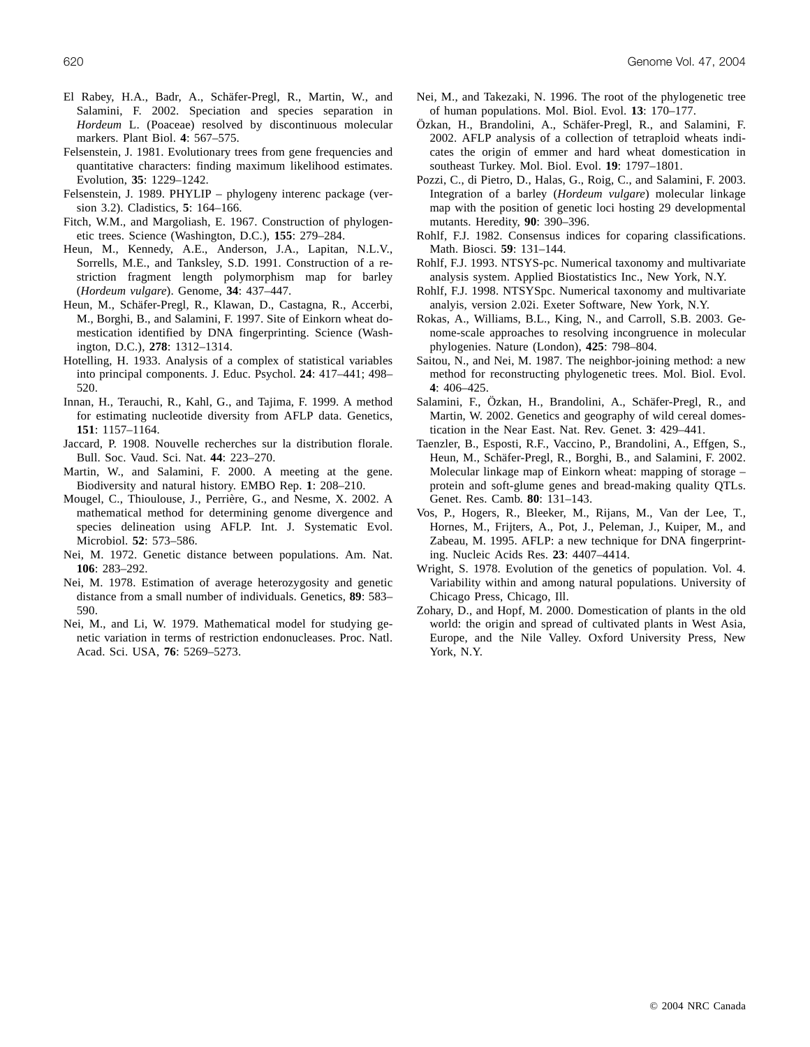El Rabey, H.A., Badr, A., Schäfer-Pregl, R., Martin, W., and Salamini, F. 2002. Speciation and species separation in *Hordeum* L. (Poaceae) resolved by discontinuous molecular markers. Plant Biol. **4**: 567–575.

Felsenstein, J. 1981. Evolutionary trees from gene frequencies and quantitative characters: finding maximum likelihood estimates. Evolution, **35**: 1229–1242.

Felsenstein, J. 1989. PHYLIP – phylogeny interenc package (version 3.2). Cladistics, **5**: 164–166.

Fitch, W.M., and Margoliash, E. 1967. Construction of phylogenetic trees. Science (Washington, D.C.), **155**: 279–284.

Heun, M., Kennedy, A.E., Anderson, J.A., Lapitan, N.L.V., Sorrells, M.E., and Tanksley, S.D. 1991. Construction of a restriction fragment length polymorphism map for barley (*Hordeum vulgare*). Genome, **34**: 437–447.

Heun, M., Schäfer-Pregl, R., Klawan, D., Castagna, R., Accerbi, M., Borghi, B., and Salamini, F. 1997. Site of Einkorn wheat domestication identified by DNA fingerprinting. Science (Washington, D.C.), **278**: 1312–1314.

Hotelling, H. 1933. Analysis of a complex of statistical variables into principal components. J. Educ. Psychol. **24**: 417–441; 498–520.

Innan, H., Terauchi, R., Kahl, G., and Tajima, F. 1999. A method for estimating nucleotide diversity from AFLP data. Genetics, **151**: 1157–1164.

Jaccard, P. 1908. Nouvelle recherches sur la distribution florale. Bull. Soc. Vaud. Sci. Nat. **44**: 223–270.

Martin, W., and Salamini, F. 2000. A meeting at the gene. Biodiversity and natural history. EMBO Rep. **1**: 208–210.

Mougel, C., Thioulouse, J., Perrière, G., and Nesme, X. 2002. A mathematical method for determining genome divergence and species delineation using AFLP. Int. J. Systematic Evol. Microbiol. **52**: 573–586.

Nei, M. 1972. Genetic distance between populations. Am. Nat. **106**: 283–292.

Nei, M. 1978. Estimation of average heterozygosity and genetic distance from a small number of individuals. Genetics, **89**: 583–590.

Nei, M., and Li, W. 1979. Mathematical model for studying genetic variation in terms of restriction endonucleases. Proc. Natl. Acad. Sci. USA, **76**: 5269–5273.

Nei, M., and Takezaki, N. 1996. The root of the phylogenetic tree of human populations. Mol. Biol. Evol. **13**: 170–177.

Özkan, H., Brandolini, A., Schäfer-Pregl, R., and Salamini, F. 2002. AFLP analysis of a collection of tetraploid wheats indicates the origin of emmer and hard wheat domestication in southeast Turkey. Mol. Biol. Evol. **19**: 1797–1801.

Pozzi, C., di Pietro, D., Halas, G., Roig, C., and Salamini, F. 2003. Integration of a barley (*Hordeum vulgare*) molecular linkage map with the position of genetic loci hosting 29 developmental mutants. Heredity, **90**: 390–396.

Rohlf, F.J. 1982. Consensus indices for coparing classifications. Math. Biosci. **59**: 131–144.

Rohlf, F.J. 1993. NTSYS-pc. Numerical taxonomy and multivariate analysis system. Applied Biostatistics Inc., New York, N.Y.

Rohlf, F.J. 1998. NTSYSpc. Numerical taxonomy and multivariate analyis, version 2.02i. Exeter Software, New York, N.Y.

Rokas, A., Williams, B.L., King, N., and Carroll, S.B. 2003. Genome-scale approaches to resolving incongruence in molecular phylogenies. Nature (London), **425**: 798–804.

Saitou, N., and Nei, M. 1987. The neighbor-joining method: a new method for reconstructing phylogenetic trees. Mol. Biol. Evol. **4**: 406–425.

Salamini, F., Özkan, H., Brandolini, A., Schäfer-Pregl, R., and Martin, W. 2002. Genetics and geography of wild cereal domestication in the Near East. Nat. Rev. Genet. **3**: 429–441.

Taenzler, B., Esposti, R.F., Vaccino, P., Brandolini, A., Effgen, S., Heun, M., Schäfer-Pregl, R., Borghi, B., and Salamini, F. 2002. Molecular linkage map of Einkorn wheat: mapping of storage – protein and soft-glume genes and bread-making quality QTLs. Genet. Res. Camb. **80**: 131–143.

Vos, P., Hogers, R., Bleeker, M., Rijans, M., Van der Lee, T., Hornes, M., Frijters, A., Pot, J., Peleman, J., Kuiper, M., and Zabeau, M. 1995. AFLP: a new technique for DNA fingerprinting. Nucleic Acids Res. **23**: 4407–4414.

Wright, S. 1978. Evolution of the genetics of population. Vol. 4. Variability within and among natural populations. University of Chicago Press, Chicago, Ill.

Zohary, D., and Hopf, M. 2000. Domestication of plants in the old world: the origin and spread of cultivated plants in West Asia, Europe, and the Nile Valley. Oxford University Press, New York, N.Y.

© 2004 NRC Canada